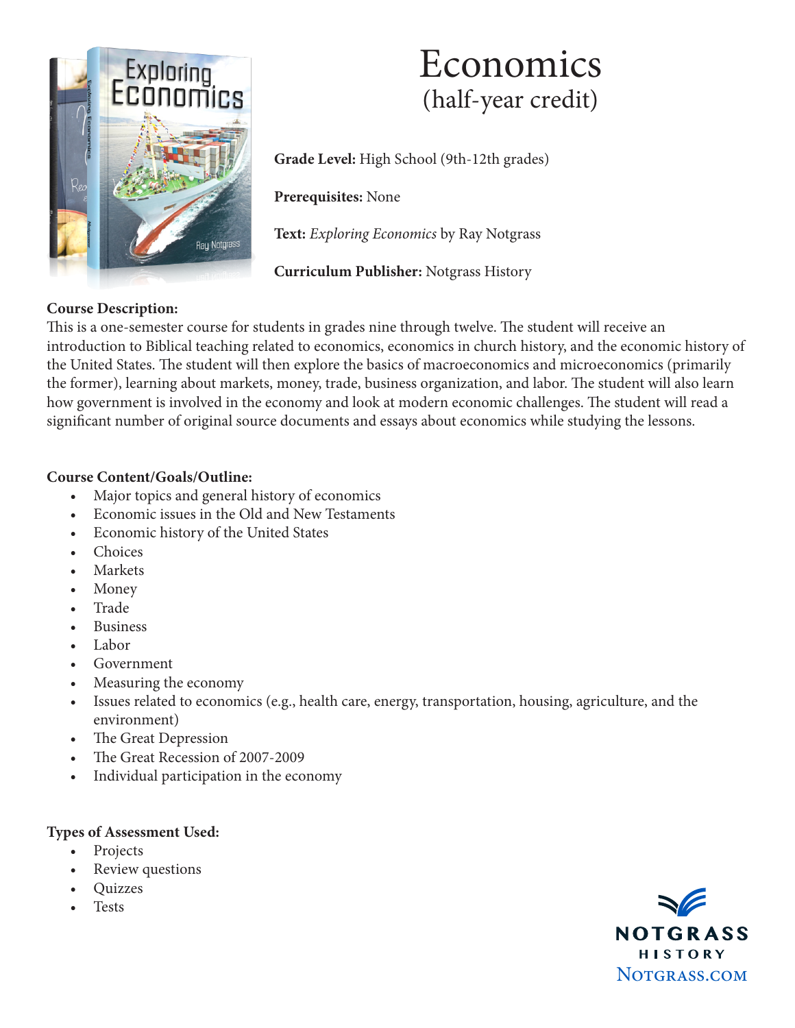# Economics
## (half-year credit)

**Grade Level:** High School (9th-12th grades)

**Prerequisites:** None

**Text:** *Exploring Economics* by Ray Notgrass

**Curriculum Publisher:** Notgrass History

**Course Description:**
This is a one-semester course for students in grades nine through twelve. The student will receive an introduction to Biblical teaching related to economics, economics in church history, and the economic history of the United States. The student will then explore the basics of macroeconomics and microeconomics (primarily the former), learning about markets, money, trade, business organization, and labor. The student will also learn how government is involved in the economy and look at modern economic challenges. The student will read a significant number of original source documents and essays about economics while studying the lessons.

**Course Content/Goals/Outline:**

- Major topics and general history of economics
- Economic issues in the Old and New Testaments
- Economic history of the United States
- Choices
- Markets
- Money
- Trade
- Business
- Labor
- Government
- Measuring the economy
- Issues related to economics (e.g., health care, energy, transportation, housing, agriculture, and the environment)
- The Great Depression
- The Great Recession of 2007-2009
- Individual participation in the economy

**Types of Assessment Used:**

- Projects
- Review questions
- Quizzes
- Tests

NOTGRASS HISTORY
Notgrass.com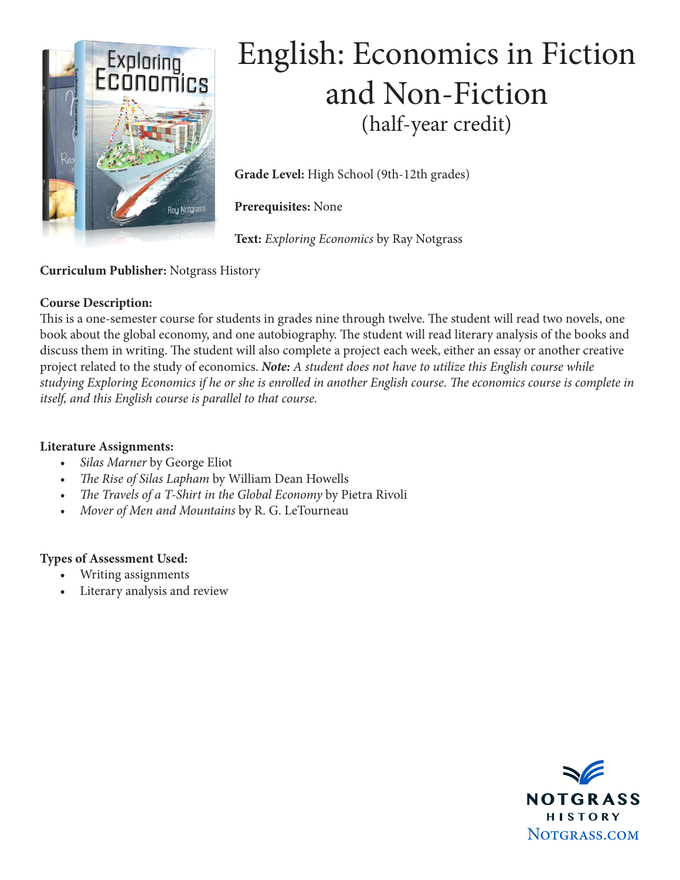# English: Economics in Fiction and Non-Fiction
(half-year credit)

**Grade Level:** High School (9th-12th grades)

**Prerequisites:** None

**Text:** *Exploring Economics* by Ray Notgrass

**Curriculum Publisher:** Notgrass History

**Course Description:**
This is a one-semester course for students in grades nine through twelve. The student will read two novels, one book about the global economy, and one autobiography. The student will read literary analysis of the books and discuss them in writing. The student will also complete a project each week, either an essay or another creative project related to the study of economics. ***Note:*** *A student does not have to utilize this English course while studying Exploring Economics if he or she is enrolled in another English course. The economics course is complete in itself, and this English course is parallel to that course.*

**Literature Assignments:**

- *Silas Marner* by George Eliot
- *The Rise of Silas Lapham* by William Dean Howells
- *The Travels of a T-Shirt in the Global Economy* by Pietra Rivoli
- *Mover of Men and Mountains* by R. G. LeTourneau

**Types of Assessment Used:**

- Writing assignments
- Literary analysis and review

NOTGRASS HISTORY
Notgrass.com